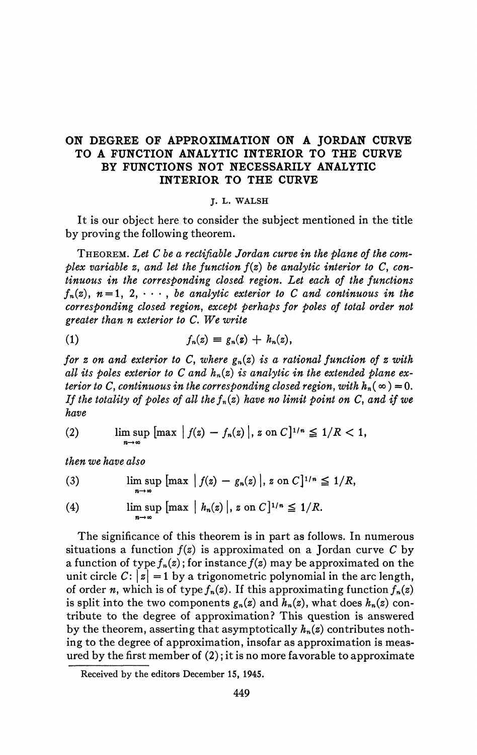# ON DEGREE OF APPROXIMATION ON A JORDAN CURVE TO A FUNCTION ANALYTIC INTERIOR TO THE CURVE BY FUNCTIONS NOT NECESSARILY ANALYTIC INTERIOR TO THE CURVE

J. L. WALSH

It is our object here to consider the subject mentioned in the title by proving the following theorem.

THEOREM. *Let $C$ be a rectifiable Jordan curve in the plane of the complex variable $z$, and let the function $f(z)$ be analytic interior to $C$, continuous in the corresponding closed region. Let each of the functions $f_n(z)$, $n=1, 2, \cdots$, be analytic exterior to $C$ and continuous in the corresponding closed region, except perhaps for poles of total order not greater than $n$ exterior to $C$. We write*

$$f_n(z) \equiv g_n(z) + h_n(z), \tag{1}$$

*for $z$ on and exterior to $C$, where $g_n(z)$ is a rational function of $z$ with all its poles exterior to $C$ and $h_n(z)$ is analytic in the extended plane exterior to $C$, continuous in the corresponding closed region, with $h_n(\infty)=0$. If the totality of poles of all the $f_n(z)$ have no limit point on $C$, and if we have*

$$\limsup_{n\to\infty} \left[\max \left| f(z) - f_n(z) \right|, z \text{ on } C\right]^{1/n} \leqq 1/R < 1, \tag{2}$$

*then we have also*

$$\limsup_{n\to\infty} \left[\max \left| f(z) - g_n(z) \right|, z \text{ on } C\right]^{1/n} \leqq 1/R, \tag{3}$$

$$\limsup_{n\to\infty} \left[\max \left| h_n(z) \right|, z \text{ on } C\right]^{1/n} \leqq 1/R. \tag{4}$$

The significance of this theorem is in part as follows. In numerous situations a function $f(z)$ is approximated on a Jordan curve $C$ by a function of type $f_n(z)$; for instance $f(z)$ may be approximated on the unit circle $C$: $|z|=1$ by a trigonometric polynomial in the arc length, of order $n$, which is of type $f_n(z)$. If this approximating function $f_n(z)$ is split into the two components $g_n(z)$ and $h_n(z)$, what does $h_n(z)$ contribute to the degree of approximation? This question is answered by the theorem, asserting that asymptotically $h_n(z)$ contributes nothing to the degree of approximation, insofar as approximation is measured by the first member of (2); it is no more favorable to approximate

Received by the editors December 15, 1945.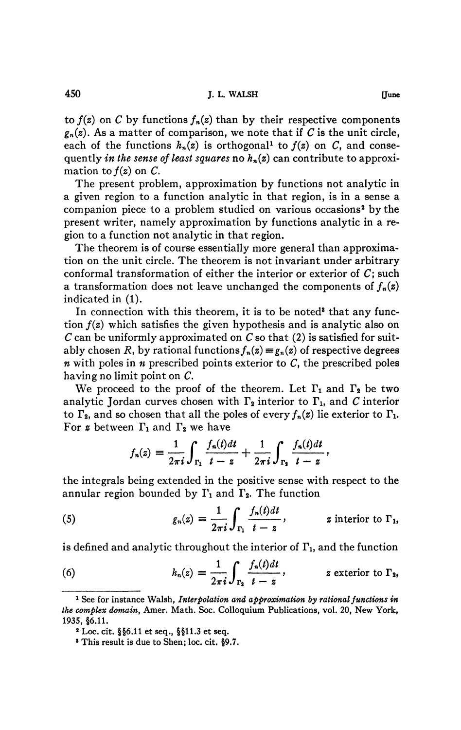to $f(z)$ on $C$ by functions $f_n(z)$ than by their respective components $g_n(z)$. As a matter of comparison, we note that if $C$ is the unit circle, each of the functions $h_n(z)$ is orthogonal[1] to $f(z)$ on $C$, and consequently *in the sense of least squares* no $h_n(z)$ can contribute to approximation to $f(z)$ on $C$.

The present problem, approximation by functions not analytic in a given region to a function analytic in that region, is in a sense a companion piece to a problem studied on various occasions[2] by the present writer, namely approximation by functions analytic in a region to a function not analytic in that region.

The theorem is of course essentially more general than approximation on the unit circle. The theorem is not invariant under arbitrary conformal transformation of either the interior or exterior of $C$; such a transformation does not leave unchanged the components of $f_n(z)$ indicated in (1).

In connection with this theorem, it is to be noted[3] that any function $f(z)$ which satisfies the given hypothesis and is analytic also on $C$ can be uniformly approximated on $C$ so that (2) is satisfied for suitably chosen $R$, by rational functions $f_n(z) \equiv g_n(z)$ of respective degrees $n$ with poles in $n$ prescribed points exterior to $C$, the prescribed poles having no limit point on $C$.

We proceed to the proof of the theorem. Let $\Gamma_1$ and $\Gamma_2$ be two analytic Jordan curves chosen with $\Gamma_2$ interior to $\Gamma_1$, and $C$ interior to $\Gamma_2$, and so chosen that all the poles of every $f_n(z)$ lie exterior to $\Gamma_1$. For $z$ between $\Gamma_1$ and $\Gamma_2$ we have

$$f_n(z) \equiv \frac{1}{2\pi i}\int_{\Gamma_1} \frac{f_n(t)dt}{t-z} + \frac{1}{2\pi i}\int_{\Gamma_2} \frac{f_n(t)dt}{t-z},$$

the integrals being extended in the positive sense with respect to the annular region bounded by $\Gamma_1$ and $\Gamma_2$. The function

$$(5) \qquad g_n(z) \equiv \frac{1}{2\pi i}\int_{\Gamma_1} \frac{f_n(t)dt}{t-z}, \qquad z \text{ interior to } \Gamma_1,$$

is defined and analytic throughout the interior of $\Gamma_1$, and the function

$$(6) \qquad h_n(z) \equiv \frac{1}{2\pi i}\int_{\Gamma_2} \frac{f_n(t)dt}{t-z}, \qquad z \text{ exterior to } \Gamma_2,$$

---

[1] See for instance Walsh, *Interpolation and approximation by rational functions in the complex domain*, Amer. Math. Soc. Colloquium Publications, vol. 20, New York, 1935, §6.11.

[2] Loc. cit. §§6.11 et seq., §§11.3 et seq.

[3] This result is due to Shen; loc. cit. §9.7.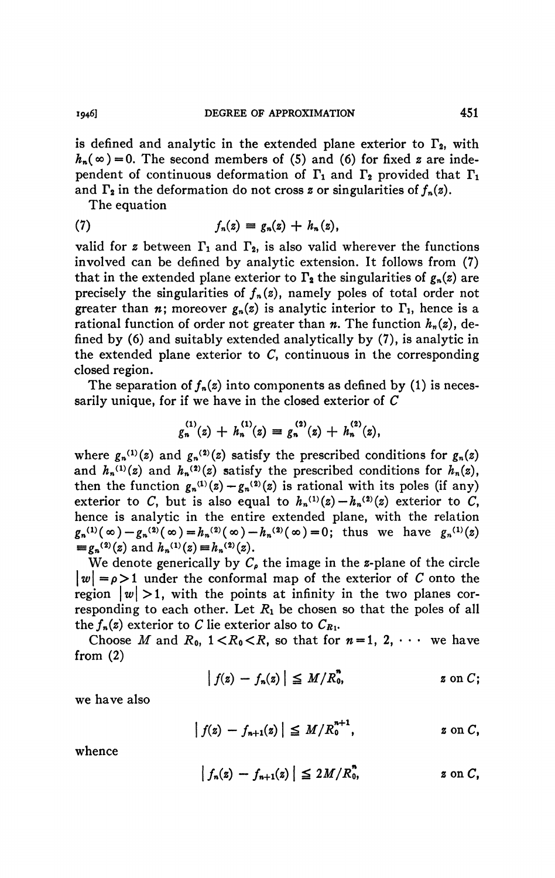is defined and analytic in the extended plane exterior to $\Gamma_2$, with $h_n(\infty)=0$. The second members of (5) and (6) for fixed $z$ are independent of continuous deformation of $\Gamma_1$ and $\Gamma_2$ provided that $\Gamma_1$ and $\Gamma_2$ in the deformation do not cross $z$ or singularities of $f_n(z)$.

The equation

$$f_n(z) \equiv g_n(z) + h_n(z), \tag{7}$$

valid for $z$ between $\Gamma_1$ and $\Gamma_2$, is also valid wherever the functions involved can be defined by analytic extension. It follows from (7) that in the extended plane exterior to $\Gamma_2$ the singularities of $g_n(z)$ are precisely the singularities of $f_n(z)$, namely poles of total order not greater than $n$; moreover $g_n(z)$ is analytic interior to $\Gamma_1$, hence is a rational function of order not greater than $n$. The function $h_n(z)$, defined by (6) and suitably extended analytically by (7), is analytic in the extended plane exterior to $C$, continuous in the corresponding closed region.

The separation of $f_n(z)$ into components as defined by (1) is necessarily unique, for if we have in the closed exterior of $C$

$$g_n^{(1)}(z) + h_n^{(1)}(z) \equiv g_n^{(2)}(z) + h_n^{(2)}(z),$$

where $g_n^{(1)}(z)$ and $g_n^{(2)}(z)$ satisfy the prescribed conditions for $g_n(z)$ and $h_n^{(1)}(z)$ and $h_n^{(2)}(z)$ satisfy the prescribed conditions for $h_n(z)$, then the function $g_n^{(1)}(z)-g_n^{(2)}(z)$ is rational with its poles (if any) exterior to $C$, but is also equal to $h_n^{(1)}(z)-h_n^{(2)}(z)$ exterior to $C$, hence is analytic in the entire extended plane, with the relation $g_n^{(1)}(\infty)-g_n^{(2)}(\infty)=h_n^{(2)}(\infty)-h_n^{(2)}(\infty)=0$; thus we have $g_n^{(1)}(z) \equiv g_n^{(2)}(z)$ and $h_n^{(1)}(z)\equiv h_n^{(2)}(z)$.

We denote generically by $C_\rho$ the image in the $z$-plane of the circle $|w|=\rho>1$ under the conformal map of the exterior of $C$ onto the region $|w|>1$, with the points at infinity in the two planes corresponding to each other. Let $R_1$ be chosen so that the poles of all the $f_n(z)$ exterior to $C$ lie exterior also to $C_{R_1}$.

Choose $M$ and $R_0$, $1<R_0<R$, so that for $n=1, 2, \cdots$ we have from (2)

$$|f(z)-f_n(z)| \leq M/R_0^n, \qquad z \text{ on } C;$$

we have also

$$|f(z)-f_{n+1}(z)| \leq M/R_0^{n+1}, \qquad z \text{ on } C,$$

whence

$$|f_n(z)-f_{n+1}(z)| \leq 2M/R_0^n, \qquad z \text{ on } C,$$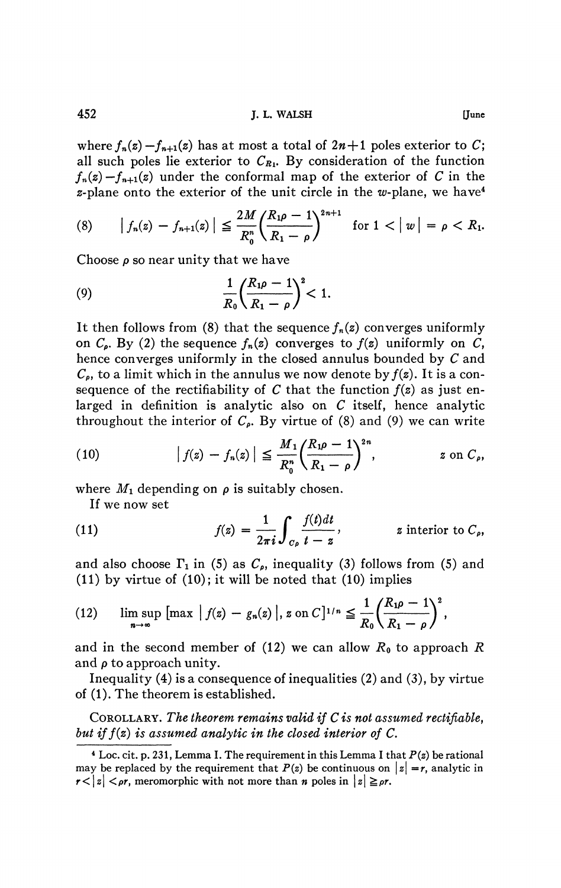where $f_n(z) - f_{n+1}(z)$ has at most a total of $2n+1$ poles exterior to $C$; all such poles lie exterior to $C_{R_1}$. By consideration of the function $f_n(z) - f_{n+1}(z)$ under the conformal map of the exterior of $C$ in the $z$-plane onto the exterior of the unit circle in the $w$-plane, we have[4]

$$(8) \qquad |f_n(z) - f_{n+1}(z)| \leqq \frac{2M}{R_0^n}\left(\frac{R_1\rho - 1}{R_1 - \rho}\right)^{2n+1} \quad \text{for } 1 < |w| = \rho < R_1.$$

Choose $\rho$ so near unity that we have

$$(9) \qquad \frac{1}{R_0}\left(\frac{R_1\rho - 1}{R_1 - \rho}\right)^2 < 1.$$

It then follows from (8) that the sequence $f_n(z)$ converges uniformly on $C_\rho$. By (2) the sequence $f_n(z)$ converges to $f(z)$ uniformly on $C$, hence converges uniformly in the closed annulus bounded by $C$ and $C_\rho$, to a limit which in the annulus we now denote by $f(z)$. It is a consequence of the rectifiability of $C$ that the function $f(z)$ as just enlarged in definition is analytic also on $C$ itself, hence analytic throughout the interior of $C_\rho$. By virtue of (8) and (9) we can write

$$(10) \qquad |f(z) - f_n(z)| \leqq \frac{M_1}{R_0^n}\left(\frac{R_1\rho - 1}{R_1 - \rho}\right)^{2n}, \qquad z \text{ on } C_\rho,$$

where $M_1$ depending on $\rho$ is suitably chosen.

If we now set

$$(11) \qquad f(z) = \frac{1}{2\pi i}\int_{C_\rho} \frac{f(t)dt}{t - z}, \qquad z \text{ interior to } C_\rho,$$

and also choose $\Gamma_1$ in (5) as $C_\rho$, inequality (3) follows from (5) and (11) by virtue of (10); it will be noted that (10) implies

$$(12) \qquad \limsup_{n\to\infty} \left[\max |f(z) - g_n(z)|, z \text{ on } C\right]^{1/n} \leqq \frac{1}{R_0}\left(\frac{R_1\rho - 1}{R_1 - \rho}\right)^2,$$

and in the second member of (12) we can allow $R_0$ to approach $R$ and $\rho$ to approach unity.

Inequality (4) is a consequence of inequalities (2) and (3), by virtue of (1). The theorem is established.

COROLLARY. *The theorem remains valid if $C$ is not assumed rectifiable, but if $f(z)$ is assumed analytic in the closed interior of $C$.*

---

[4] Loc. cit. p. 231, Lemma I. The requirement in this Lemma I that $P(z)$ be rational may be replaced by the requirement that $P(z)$ be continuous on $|z| = r$, analytic in $r < |z| < \rho r$, meromorphic with not more than $n$ poles in $|z| \geqq \rho r$.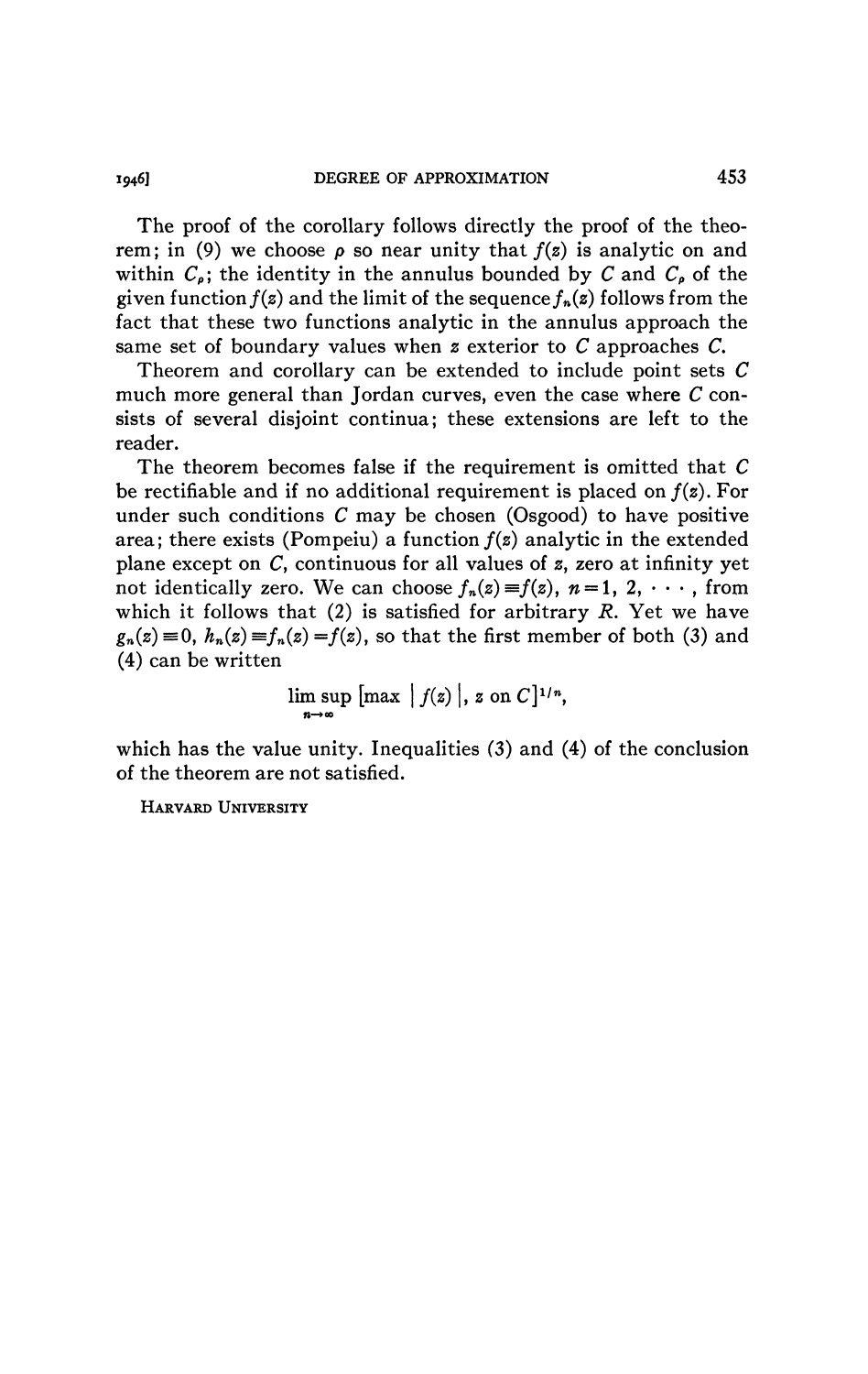The proof of the corollary follows directly the proof of the theorem; in (9) we choose $\rho$ so near unity that $f(z)$ is analytic on and within $C_\rho$; the identity in the annulus bounded by $C$ and $C_\rho$ of the given function $f(z)$ and the limit of the sequence $f_n(z)$ follows from the fact that these two functions analytic in the annulus approach the same set of boundary values when $z$ exterior to $C$ approaches $C$.

Theorem and corollary can be extended to include point sets $C$ much more general than Jordan curves, even the case where $C$ consists of several disjoint continua; these extensions are left to the reader.

The theorem becomes false if the requirement is omitted that $C$ be rectifiable and if no additional requirement is placed on $f(z)$. For under such conditions $C$ may be chosen (Osgood) to have positive area; there exists (Pompeiu) a function $f(z)$ analytic in the extended plane except on $C$, continuous for all values of $z$, zero at infinity yet not identically zero. We can choose $f_n(z) \equiv f(z)$, $n=1, 2, \cdots$, from which it follows that (2) is satisfied for arbitrary $R$. Yet we have $g_n(z) \equiv 0$, $h_n(z) \equiv f_n(z) = f(z)$, so that the first member of both (3) and (4) can be written

$$\limsup_{n\to\infty} [\max \mid f(z) \mid, \ z \text{ on } C]^{1/n},$$

which has the value unity. Inequalities (3) and (4) of the conclusion of the theorem are not satisfied.

HARVARD UNIVERSITY